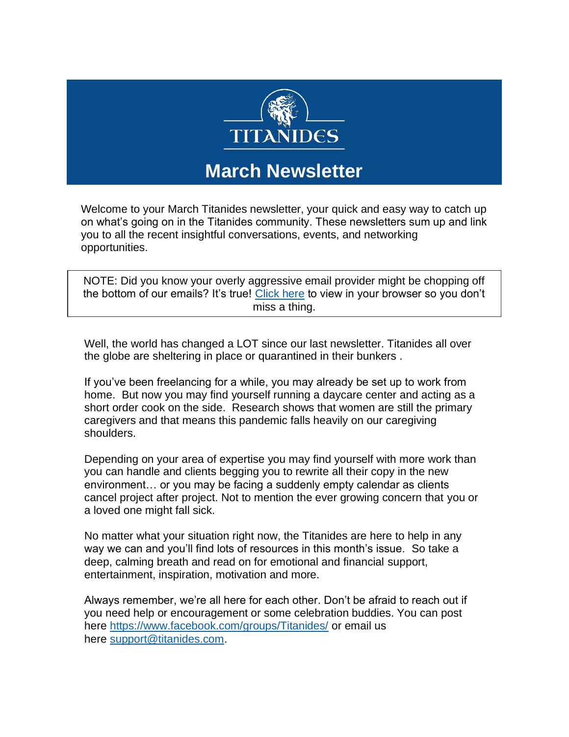TITANIDES

# March Newsletter

Welcome to your March Titanides newsletter, your quick and easy way to catch up on what's going on in the Titanides community. These newsletters sum up and link you to all the recent insightful conversations, events, and networking opportunities.

NOTE: Did you know your overly aggressive email provider might be chopping off the bottom of our emails? It's true! [Click here](#) to view in your browser so you don't miss a thing.

Well, the world has changed a LOT since our last newsletter. Titanides all over the globe are sheltering in place or quarantined in their bunkers .

If you've been freelancing for a while, you may already be set up to work from home. But now you may find yourself running a daycare center and acting as a short order cook on the side. Research shows that women are still the primary caregivers and that means this pandemic falls heavily on our caregiving shoulders.

Depending on your area of expertise you may find yourself with more work than you can handle and clients begging you to rewrite all their copy in the new environment… or you may be facing a suddenly empty calendar as clients cancel project after project. Not to mention the ever growing concern that you or a loved one might fall sick.

No matter what your situation right now, the Titanides are here to help in any way we can and you'll find lots of resources in this month's issue. So take a deep, calming breath and read on for emotional and financial support, entertainment, inspiration, motivation and more.

Always remember, we're all here for each other. Don't be afraid to reach out if you need help or encouragement or some celebration buddies. You can post here https://www.facebook.com/groups/Titanides/ or email us here support@titanides.com.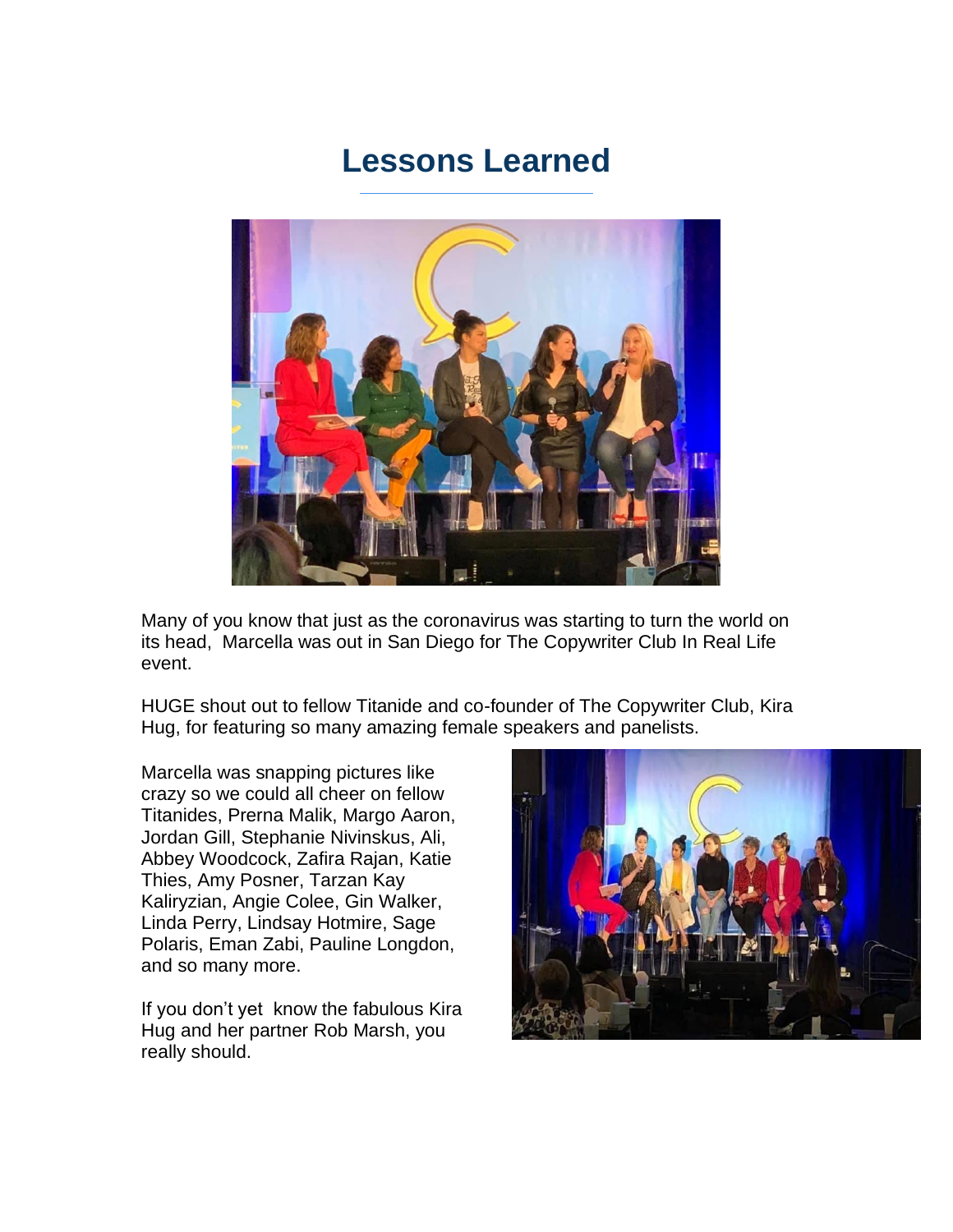# Lessons Learned

Many of you know that just as the coronavirus was starting to turn the world on its head, Marcella was out in San Diego for The Copywriter Club In Real Life event.

HUGE shout out to fellow Titanide and co-founder of The Copywriter Club, Kira Hug, for featuring so many amazing female speakers and panelists.

Marcella was snapping pictures like crazy so we could all cheer on fellow Titanides, Prerna Malik, Margo Aaron, Jordan Gill, Stephanie Nivinskus, Ali, Abbey Woodcock, Zafira Rajan, Katie Thies, Amy Posner, Tarzan Kay Kaliryzian, Angie Colee, Gin Walker, Linda Perry, Lindsay Hotmire, Sage Polaris, Eman Zabi, Pauline Longdon, and so many more.

If you don't yet know the fabulous Kira Hug and her partner Rob Marsh, you really should.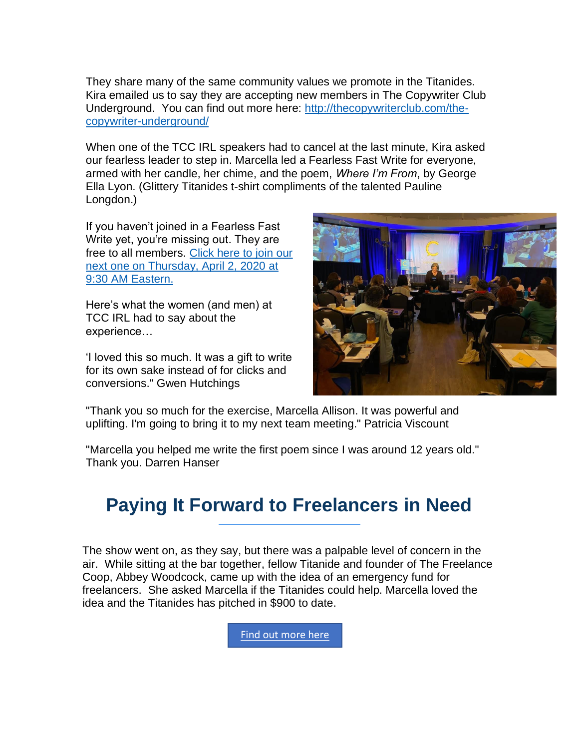They share many of the same community values we promote in the Titanides. Kira emailed us to say they are accepting new members in The Copywriter Club Underground.  You can find out more here: [http://thecopywriterclub.com/the-copywriter-underground/](http://thecopywriterclub.com/the-copywriter-underground/)

When one of the TCC IRL speakers had to cancel at the last minute, Kira asked our fearless leader to step in. Marcella led a Fearless Fast Write for everyone, armed with her candle, her chime, and the poem, *Where I'm From*, by George Ella Lyon. (Glittery Titanides t-shirt compliments of the talented Pauline Longdon.)

If you haven't joined in a Fearless Fast Write yet, you're missing out. They are free to all members. Click here to join our next one on Thursday, April 2, 2020 at 9:30 AM Eastern.

Here's what the women (and men) at TCC IRL had to say about the experience…

'I loved this so much. It was a gift to write for its own sake instead of for clicks and conversions." Gwen Hutchings

"Thank you so much for the exercise, Marcella Allison. It was powerful and uplifting. I'm going to bring it to my next team meeting." Patricia Viscount

"Marcella you helped me write the first poem since I was around 12 years old." Thank you. Darren Hanser

## Paying It Forward to Freelancers in Need

The show went on, as they say, but there was a palpable level of concern in the air.  While sitting at the bar together, fellow Titanide and founder of The Freelance Coop, Abbey Woodcock, came up with the idea of an emergency fund for freelancers.  She asked Marcella if the Titanides could help. Marcella loved the idea and the Titanides has pitched in $900 to date.

Find out more here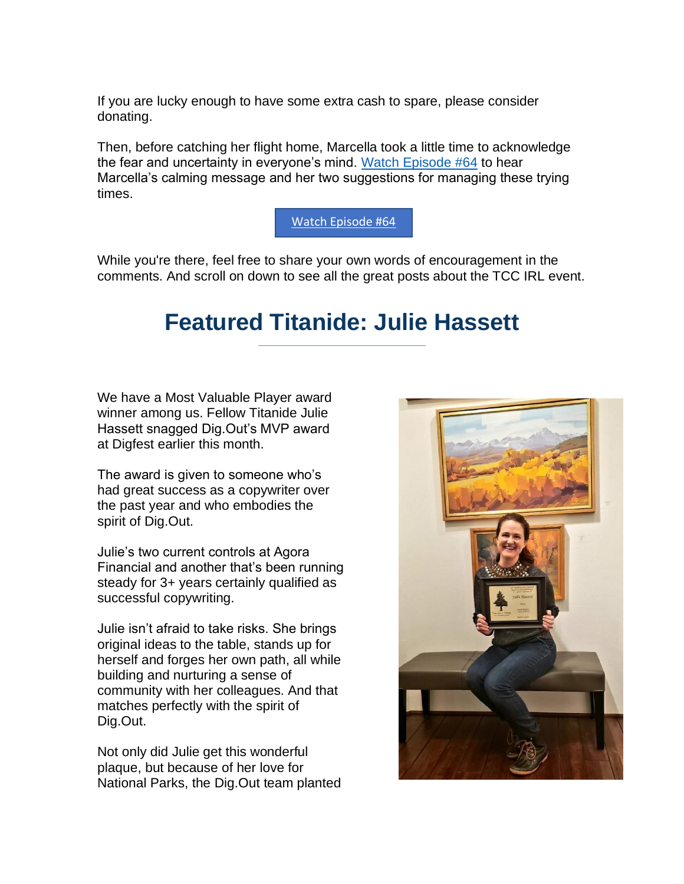If you are lucky enough to have some extra cash to spare, please consider donating.

Then, before catching her flight home, Marcella took a little time to acknowledge the fear and uncertainty in everyone's mind. Watch Episode #64 to hear Marcella's calming message and her two suggestions for managing these trying times.

Watch Episode #64

While you're there, feel free to share your own words of encouragement in the comments. And scroll on down to see all the great posts about the TCC IRL event.

# Featured Titanide: Julie Hassett

We have a Most Valuable Player award winner among us. Fellow Titanide Julie Hassett snagged Dig.Out's MVP award at Digfest earlier this month.

The award is given to someone who's had great success as a copywriter over the past year and who embodies the spirit of Dig.Out.

Julie's two current controls at Agora Financial and another that's been running steady for 3+ years certainly qualified as successful copywriting.

Julie isn't afraid to take risks. She brings original ideas to the table, stands up for herself and forges her own path, all while building and nurturing a sense of community with her colleagues. And that matches perfectly with the spirit of Dig.Out.

Not only did Julie get this wonderful plaque, but because of her love for National Parks, the Dig.Out team planted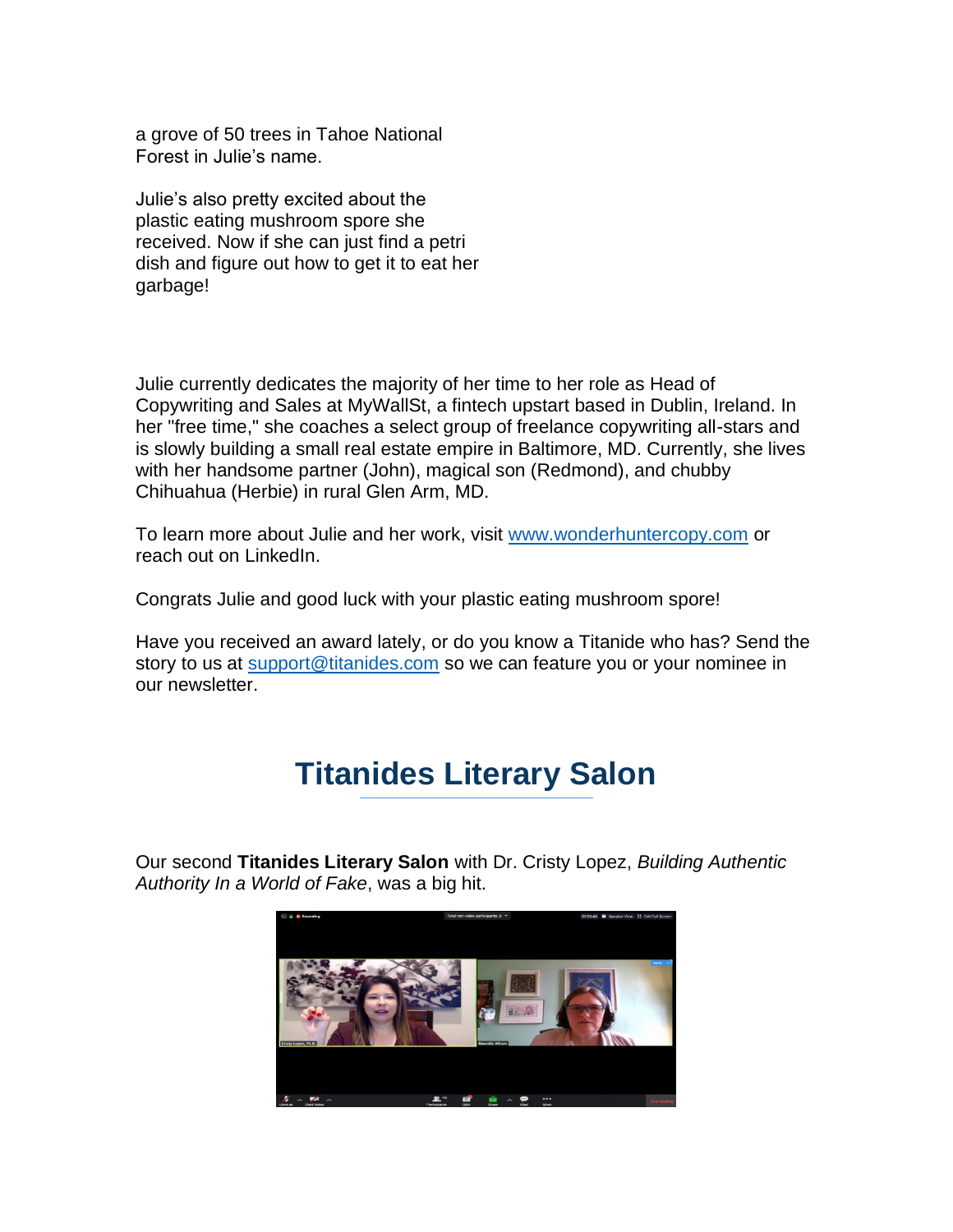a grove of 50 trees in Tahoe National Forest in Julie's name.

Julie's also pretty excited about the plastic eating mushroom spore she received. Now if she can just find a petri dish and figure out how to get it to eat her garbage!

Julie currently dedicates the majority of her time to her role as Head of Copywriting and Sales at MyWallSt, a fintech upstart based in Dublin, Ireland. In her "free time," she coaches a select group of freelance copywriting all-stars and is slowly building a small real estate empire in Baltimore, MD. Currently, she lives with her handsome partner (John), magical son (Redmond), and chubby Chihuahua (Herbie) in rural Glen Arm, MD.

To learn more about Julie and her work, visit [www.wonderhuntercopy.com](http://www.wonderhuntercopy.com) or reach out on LinkedIn.

Congrats Julie and good luck with your plastic eating mushroom spore!

Have you received an award lately, or do you know a Titanide who has? Send the story to us at [support@titanides.com](mailto:support@titanides.com) so we can feature you or your nominee in our newsletter.

## Titanides Literary Salon

Our second **Titanides Literary Salon** with Dr. Cristy Lopez, *Building Authentic Authority In a World of Fake*, was a big hit.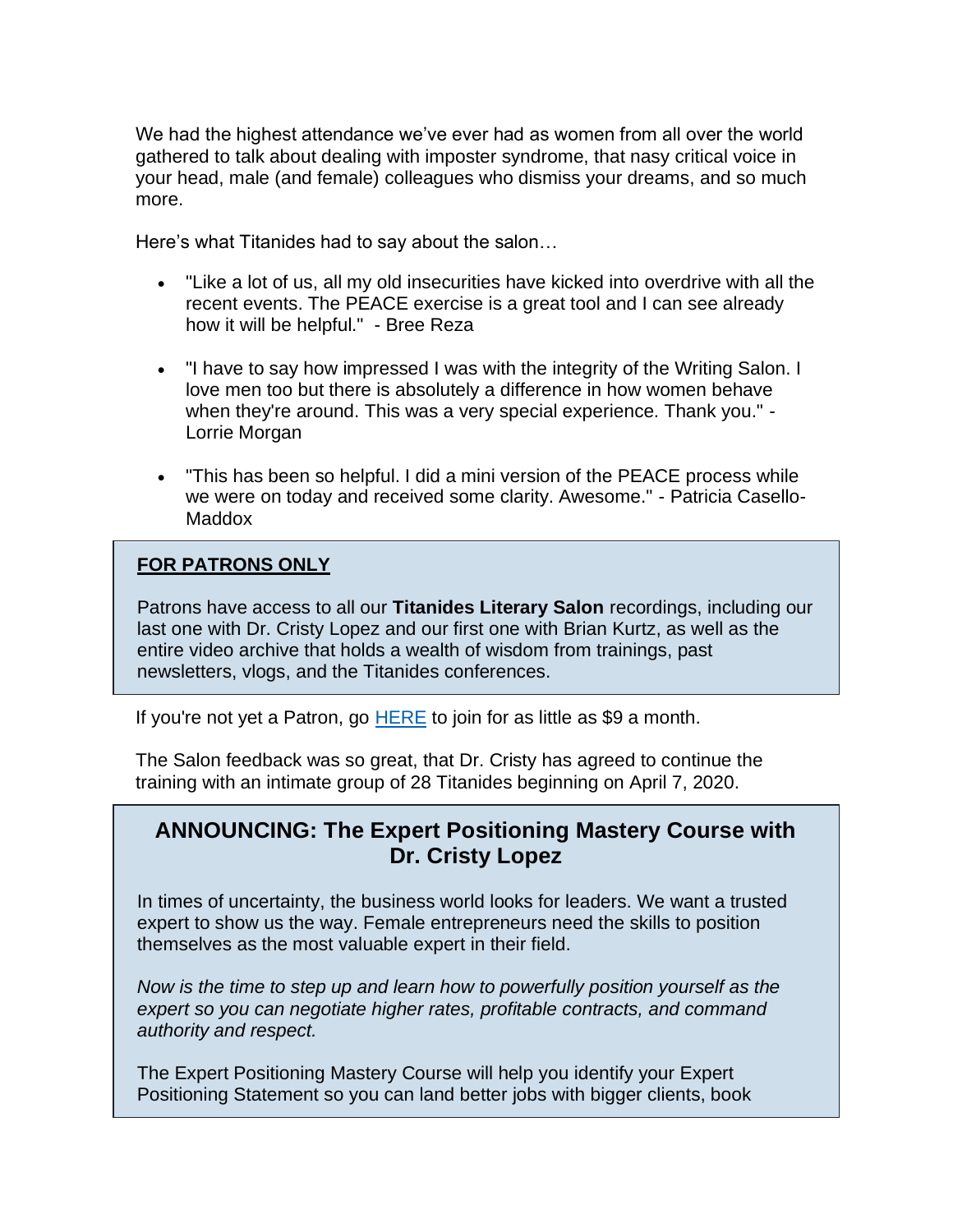We had the highest attendance we've ever had as women from all over the world gathered to talk about dealing with imposter syndrome, that nasy critical voice in your head, male (and female) colleagues who dismiss your dreams, and so much more.

Here's what Titanides had to say about the salon…

- "Like a lot of us, all my old insecurities have kicked into overdrive with all the recent events. The PEACE exercise is a great tool and I can see already how it will be helpful." - Bree Reza
- "I have to say how impressed I was with the integrity of the Writing Salon. I love men too but there is absolutely a difference in how women behave when they're around. This was a very special experience. Thank you." - Lorrie Morgan
- "This has been so helpful. I did a mini version of the PEACE process while we were on today and received some clarity. Awesome." - Patricia Casello-Maddox

**FOR PATRONS ONLY**

Patrons have access to all our **Titanides Literary Salon** recordings, including our last one with Dr. Cristy Lopez and our first one with Brian Kurtz, as well as the entire video archive that holds a wealth of wisdom from trainings, past newsletters, vlogs, and the Titanides conferences.

If you're not yet a Patron, go [HERE] to join for as little as $9 a month.

The Salon feedback was so great, that Dr. Cristy has agreed to continue the training with an intimate group of 28 Titanides beginning on April 7, 2020.

## ANNOUNCING: The Expert Positioning Mastery Course with Dr. Cristy Lopez

In times of uncertainty, the business world looks for leaders. We want a trusted expert to show us the way. Female entrepreneurs need the skills to position themselves as the most valuable expert in their field.

*Now is the time to step up and learn how to powerfully position yourself as the expert so you can negotiate higher rates, profitable contracts, and command authority and respect.*

The Expert Positioning Mastery Course will help you identify your Expert Positioning Statement so you can land better jobs with bigger clients, book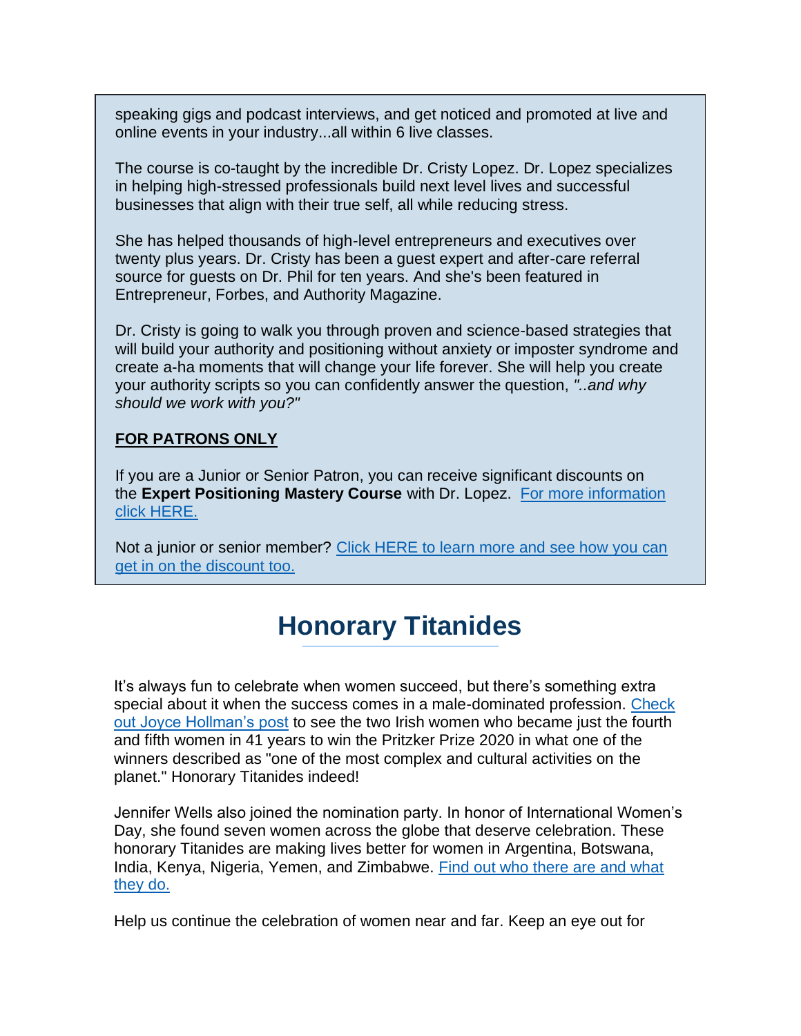speaking gigs and podcast interviews, and get noticed and promoted at live and online events in your industry...all within 6 live classes.

The course is co-taught by the incredible Dr. Cristy Lopez. Dr. Lopez specializes in helping high-stressed professionals build next level lives and successful businesses that align with their true self, all while reducing stress.

She has helped thousands of high-level entrepreneurs and executives over twenty plus years. Dr. Cristy has been a guest expert and after-care referral source for guests on Dr. Phil for ten years. And she's been featured in Entrepreneur, Forbes, and Authority Magazine.

Dr. Cristy is going to walk you through proven and science-based strategies that will build your authority and positioning without anxiety or imposter syndrome and create a-ha moments that will change your life forever. She will help you create your authority scripts so you can confidently answer the question, *"..and why should we work with you?"*

**FOR PATRONS ONLY**

If you are a Junior or Senior Patron, you can receive significant discounts on the **Expert Positioning Mastery Course** with Dr. Lopez. For more information click HERE.

Not a junior or senior member? Click HERE to learn more and see how you can get in on the discount too.

## Honorary Titanides

It's always fun to celebrate when women succeed, but there's something extra special about it when the success comes in a male-dominated profession. Check out Joyce Hollman's post to see the two Irish women who became just the fourth and fifth women in 41 years to win the Pritzker Prize 2020 in what one of the winners described as "one of the most complex and cultural activities on the planet." Honorary Titanides indeed!

Jennifer Wells also joined the nomination party. In honor of International Women's Day, she found seven women across the globe that deserve celebration. These honorary Titanides are making lives better for women in Argentina, Botswana, India, Kenya, Nigeria, Yemen, and Zimbabwe. Find out who there are and what they do.

Help us continue the celebration of women near and far. Keep an eye out for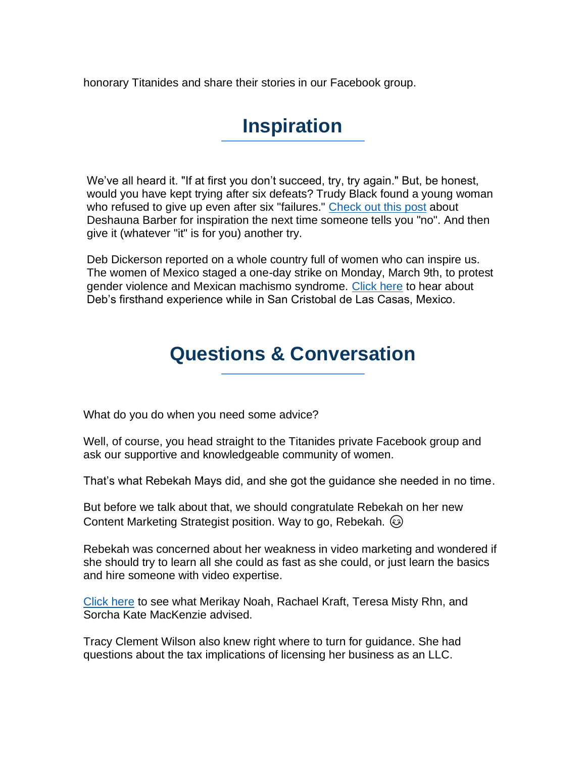honorary Titanides and share their stories in our Facebook group.

## Inspiration

We've all heard it. "If at first you don't succeed, try, try again." But, be honest, would you have kept trying after six defeats? Trudy Black found a young woman who refused to give up even after six "failures." Check out this post about Deshauna Barber for inspiration the next time someone tells you "no". And then give it (whatever "it" is for you) another try.

Deb Dickerson reported on a whole country full of women who can inspire us. The women of Mexico staged a one-day strike on Monday, March 9th, to protest gender violence and Mexican machismo syndrome. Click here to hear about Deb's firsthand experience while in San Cristobal de Las Casas, Mexico.

## Questions & Conversation

What do you do when you need some advice?

Well, of course, you head straight to the Titanides private Facebook group and ask our supportive and knowledgeable community of women.

That's what Rebekah Mays did, and she got the guidance she needed in no time.

But before we talk about that, we should congratulate Rebekah on her new Content Marketing Strategist position. Way to go, Rebekah. 😉

Rebekah was concerned about her weakness in video marketing and wondered if she should try to learn all she could as fast as she could, or just learn the basics and hire someone with video expertise.

Click here to see what Merikay Noah, Rachael Kraft, Teresa Misty Rhn, and Sorcha Kate MacKenzie advised.

Tracy Clement Wilson also knew right where to turn for guidance. She had questions about the tax implications of licensing her business as an LLC.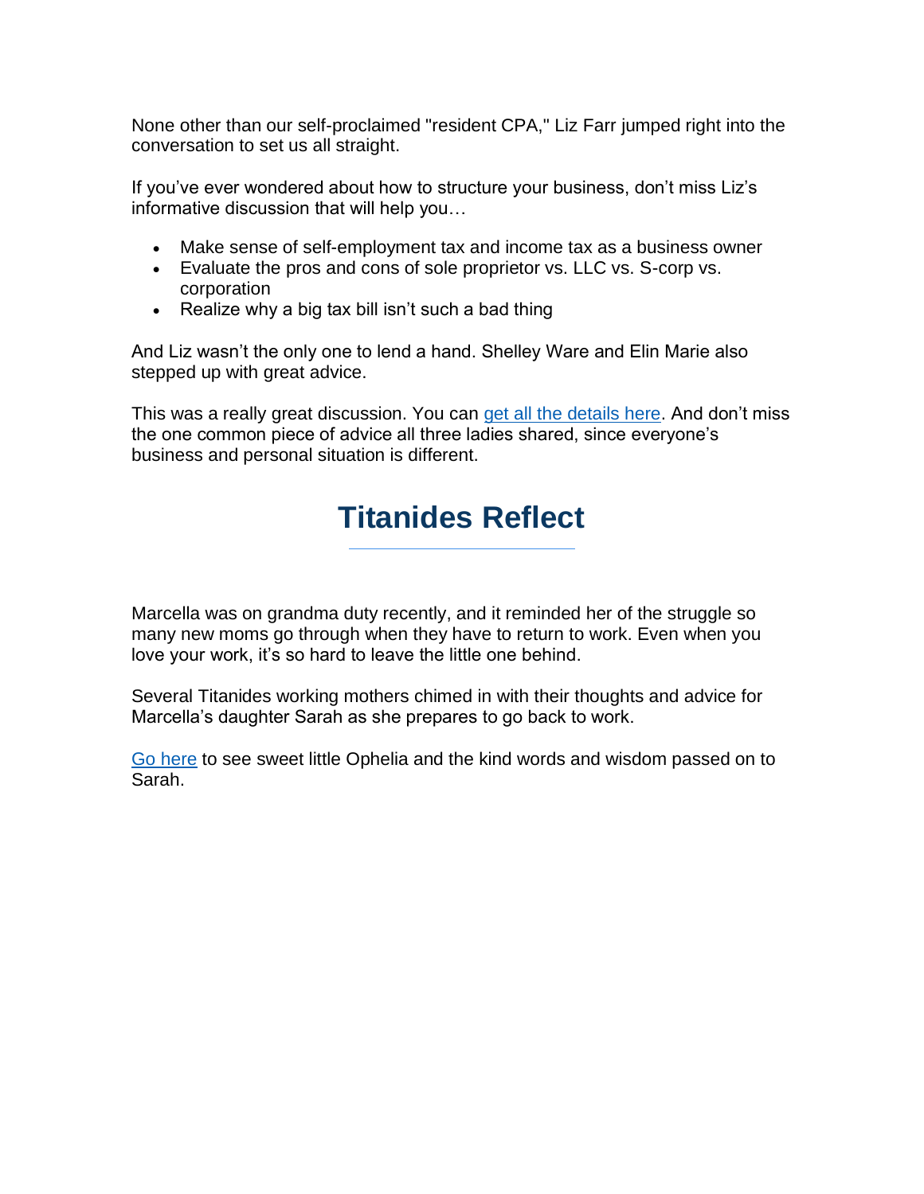None other than our self-proclaimed "resident CPA," Liz Farr jumped right into the conversation to set us all straight.

If you've ever wondered about how to structure your business, don't miss Liz's informative discussion that will help you…

- Make sense of self-employment tax and income tax as a business owner
- Evaluate the pros and cons of sole proprietor vs. LLC vs. S-corp vs. corporation
- Realize why a big tax bill isn't such a bad thing

And Liz wasn't the only one to lend a hand. Shelley Ware and Elin Marie also stepped up with great advice.

This was a really great discussion. You can get all the details here. And don't miss the one common piece of advice all three ladies shared, since everyone's business and personal situation is different.

## Titanides Reflect

Marcella was on grandma duty recently, and it reminded her of the struggle so many new moms go through when they have to return to work. Even when you love your work, it's so hard to leave the little one behind.

Several Titanides working mothers chimed in with their thoughts and advice for Marcella's daughter Sarah as she prepares to go back to work.

Go here to see sweet little Ophelia and the kind words and wisdom passed on to Sarah.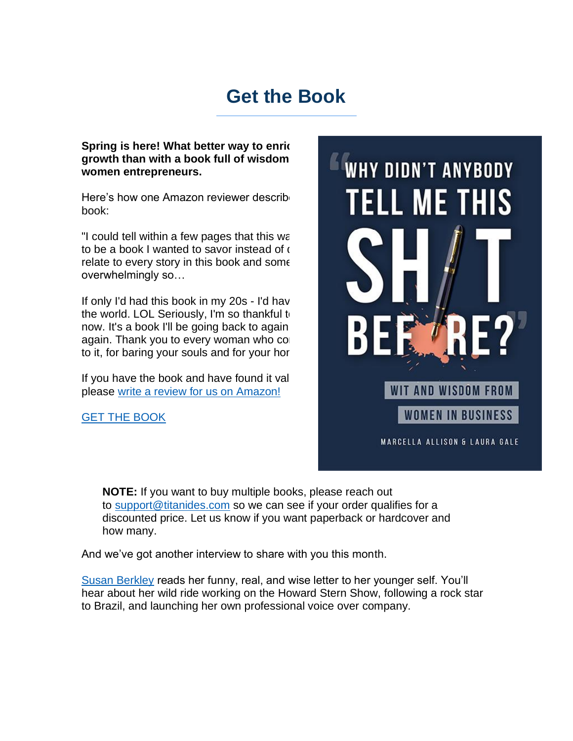# Get the Book

**Spring is here! What better way to enric growth than with a book full of wisdom women entrepreneurs.**

Here's how one Amazon reviewer describ book:

"I could tell within a few pages that this wa to be a book I wanted to savor instead of c relate to every story in this book and some overwhelmingly so…

If only I'd had this book in my 20s - I'd hav the world. LOL Seriously, I'm so thankful t now. It's a book I'll be going back to again again. Thank you to every woman who co to it, for baring your souls and for your hor

If you have the book and have found it val please write a review for us on Amazon!

GET THE BOOK

> **NOTE:** If you want to buy multiple books, please reach out to support@titanides.com so we can see if your order qualifies for a discounted price. Let us know if you want paperback or hardcover and how many.

And we've got another interview to share with you this month.

Susan Berkley reads her funny, real, and wise letter to her younger self. You'll hear about her wild ride working on the Howard Stern Show, following a rock star to Brazil, and launching her own professional voice over company.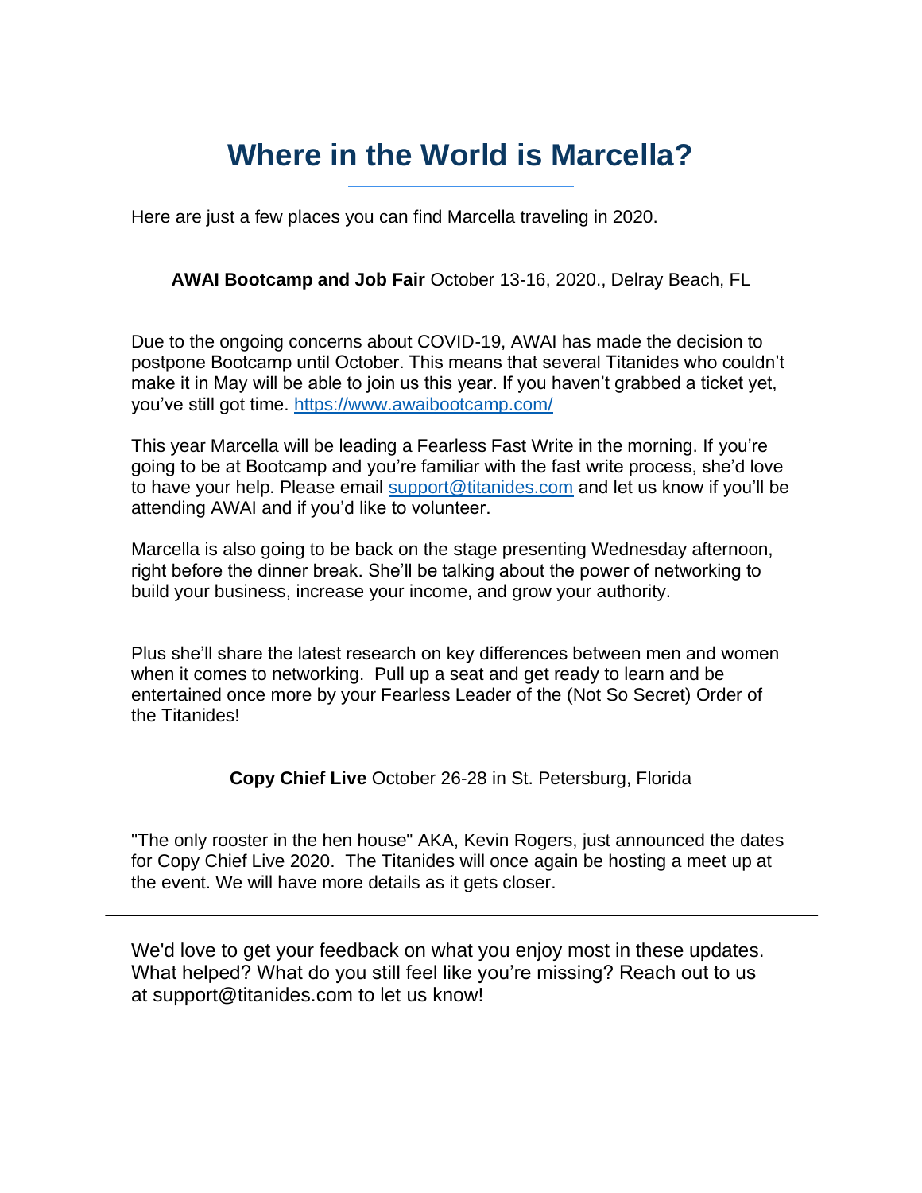# Where in the World is Marcella?

Here are just a few places you can find Marcella traveling in 2020.

**AWAI Bootcamp and Job Fair** October 13-16, 2020., Delray Beach, FL

Due to the ongoing concerns about COVID-19, AWAI has made the decision to postpone Bootcamp until October. This means that several Titanides who couldn't make it in May will be able to join us this year. If you haven't grabbed a ticket yet, you've still got time. https://www.awaibootcamp.com/

This year Marcella will be leading a Fearless Fast Write in the morning. If you're going to be at Bootcamp and you're familiar with the fast write process, she'd love to have your help. Please email support@titanides.com and let us know if you'll be attending AWAI and if you'd like to volunteer.

Marcella is also going to be back on the stage presenting Wednesday afternoon, right before the dinner break. She'll be talking about the power of networking to build your business, increase your income, and grow your authority.

Plus she'll share the latest research on key differences between men and women when it comes to networking. Pull up a seat and get ready to learn and be entertained once more by your Fearless Leader of the (Not So Secret) Order of the Titanides!

**Copy Chief Live** October 26-28 in St. Petersburg, Florida

"The only rooster in the hen house" AKA, Kevin Rogers, just announced the dates for Copy Chief Live 2020. The Titanides will once again be hosting a meet up at the event. We will have more details as it gets closer.

---

We'd love to get your feedback on what you enjoy most in these updates. What helped? What do you still feel like you're missing? Reach out to us at support@titanides.com to let us know!